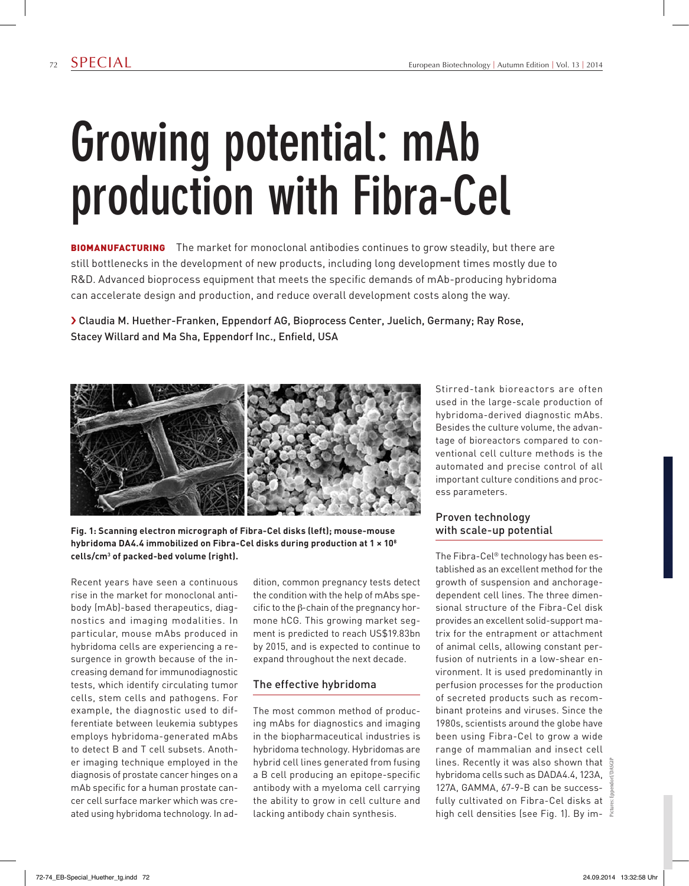# Growing potential: mAb production with Fibra-Cel

**BIOMANUFACTURING** The market for monoclonal antibodies continues to grow steadily, but there are still bottlenecks in the development of new products, including long development times mostly due to R&D. Advanced bioprocess equipment that meets the specific demands of mAb-producing hybridoma can accelerate design and production, and reduce overall development costs along the way.

› Claudia M. Huether-Franken, Eppendorf AG, Bioprocess Center, Juelich, Germany; Ray Rose, Stacey Willard and Ma Sha, Eppendorf Inc., Enfield, USA

**Fig. 1: Scanning electron micrograph of Fibra-Cel disks (left); mouse-mouse hybridoma DA4.4 immobilized on Fibra-Cel disks during production at 1 × 10[8] cells/cm[3] of packed-bed volume (right).**

Recent years have seen a continuous rise in the market for monoclonal antibody (mAb)-based therapeutics, diagnostics and imaging modalities. In particular, mouse mAbs produced in hybridoma cells are experiencing a resurgence in growth because of the increasing demand for immunodiagnostic tests, which identify circulating tumor cells, stem cells and pathogens. For example, the diagnostic used to differentiate between leukemia subtypes employs hybridoma-generated mAbs to detect B and T cell subsets. Another imaging technique employed in the diagnosis of prostate cancer hinges on a mAb specific for a human prostate cancer cell surface marker which was created using hybridoma technology. In addition, common pregnancy tests detect the condition with the help of mAbs specific to the β-chain of the pregnancy hormone hCG. This growing market segment is predicted to reach US$19.83bn by 2015, and is expected to continue to expand throughout the next decade.

## The effective hybridoma

The most common method of producing mAbs for diagnostics and imaging in the biopharmaceutical industries is hybridoma technology. Hybridomas are hybrid cell lines generated from fusing a B cell producing an epitope-specific antibody with a myeloma cell carrying the ability to grow in cell culture and lacking antibody chain synthesis.

Stirred-tank bioreactors are often used in the large-scale production of hybridoma-derived diagnostic mAbs. Besides the culture volume, the advantage of bioreactors compared to conventional cell culture methods is the automated and precise control of all important culture conditions and process parameters.

## Proven technology with scale-up potential

The Fibra-Cel® technology has been established as an excellent method for the growth of suspension and anchorage-dependent cell lines. The three dimensional structure of the Fibra-Cel disk provides an excellent solid-support matrix for the entrapment or attachment of animal cells, allowing constant perfusion of nutrients in a low-shear environment. It is used predominantly in perfusion processes for the production of secreted products such as recombinant proteins and viruses. Since the 1980s, scientists around the globe have been using Fibra-Cel to grow a wide range of mammalian and insect cell lines. Recently it was also shown that hybridoma cells such as DADA4.4, 123A, 127A, GAMMA, 67-9-B can be successfully cultivated on Fibra-Cel disks at high cell densities (see Fig. 1). By im-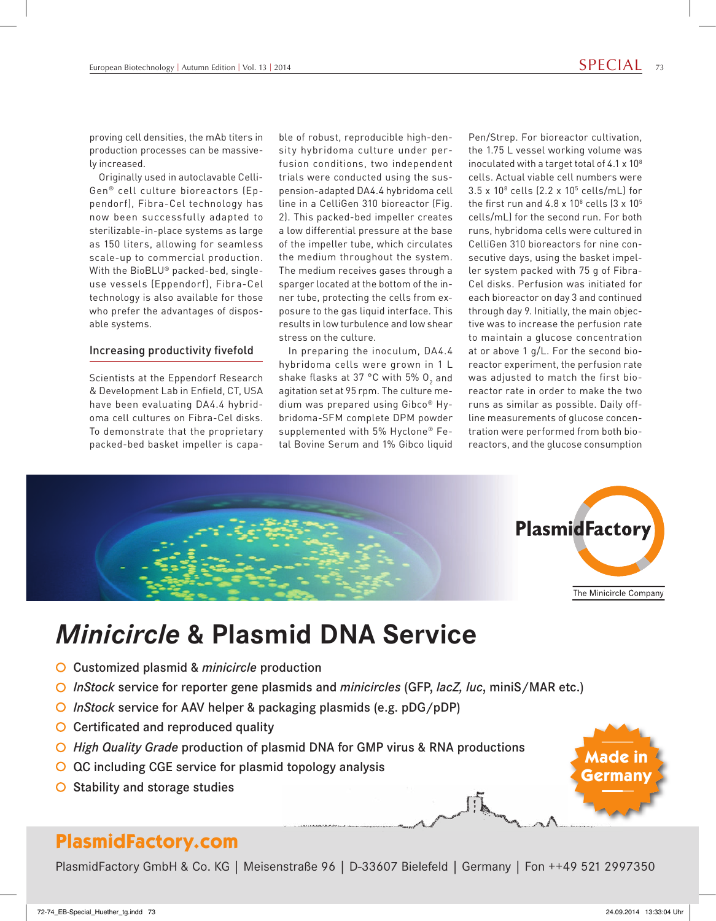proving cell densities, the mAb titers in production processes can be massively increased.

Originally used in autoclavable CelliGen® cell culture bioreactors (Eppendorf), Fibra-Cel technology has now been successfully adapted to sterilizable-in-place systems as large as 150 liters, allowing for seamless scale-up to commercial production. With the BioBLU® packed-bed, single-use vessels (Eppendorf), Fibra-Cel technology is also available for those who prefer the advantages of disposable systems.

## Increasing productivity fivefold

Scientists at the Eppendorf Research & Development Lab in Enfield, CT, USA have been evaluating DA4.4 hybridoma cell cultures on Fibra-Cel disks. To demonstrate that the proprietary packed-bed basket impeller is capable of robust, reproducible high-density hybridoma culture under perfusion conditions, two independent trials were conducted using the suspension-adapted DA4.4 hybridoma cell line in a CelliGen 310 bioreactor (Fig. 2). This packed-bed impeller creates a low differential pressure at the base of the impeller tube, which circulates the medium throughout the system. The medium receives gases through a sparger located at the bottom of the inner tube, protecting the cells from exposure to the gas liquid interface. This results in low turbulence and low shear stress on the culture.

In preparing the inoculum, DA4.4 hybridoma cells were grown in 1 L shake flasks at 37 °C with 5% $O_2$ and agitation set at 95 rpm. The culture medium was prepared using Gibco® Hybridoma-SFM complete DPM powder supplemented with 5% Hyclone® Fetal Bovine Serum and 1% Gibco liquid Pen/Strep. For bioreactor cultivation, the 1.75 L vessel working volume was inoculated with a target total of 4.1 x $10^8$ cells. Actual viable cell numbers were 3.5 x $10^8$ cells (2.2 x $10^5$ cells/mL) for the first run and 4.8 x $10^8$ cells (3 x $10^5$ cells/mL) for the second run. For both runs, hybridoma cells were cultured in CelliGen 310 bioreactors for nine consecutive days, using the basket impeller system packed with 75 g of Fibra-Cel disks. Perfusion was initiated for each bioreactor on day 3 and continued through day 9. Initially, the main objective was to increase the perfusion rate to maintain a glucose concentration at or above 1 g/L. For the second bioreactor experiment, the perfusion rate was adjusted to match the first bioreactor rate in order to make the two runs as similar as possible. Daily offline measurements of glucose concentration were performed from both bioreactors, and the glucose consumption

PlasmidFactory

The Minicircle Company

# *Minicircle* & Plasmid DNA Service

- Customized plasmid & *minicircle* production
- *InStock* service for reporter gene plasmids and *minicircles* (GFP, *lacZ*, *luc*, miniS/MAR etc.)
- *InStock* service for AAV helper & packaging plasmids (e.g. pDG/pDP)
- Certificated and reproduced quality
- *High Quality Grade* production of plasmid DNA for GMP virus & RNA productions
- QC including CGE service for plasmid topology analysis
- Stability and storage studies

Made in Germany

**PlasmidFactory.com**

PlasmidFactory GmbH & Co. KG | Meisenstraße 96 | D-33607 Bielefeld | Germany | Fon ++49 521 2997350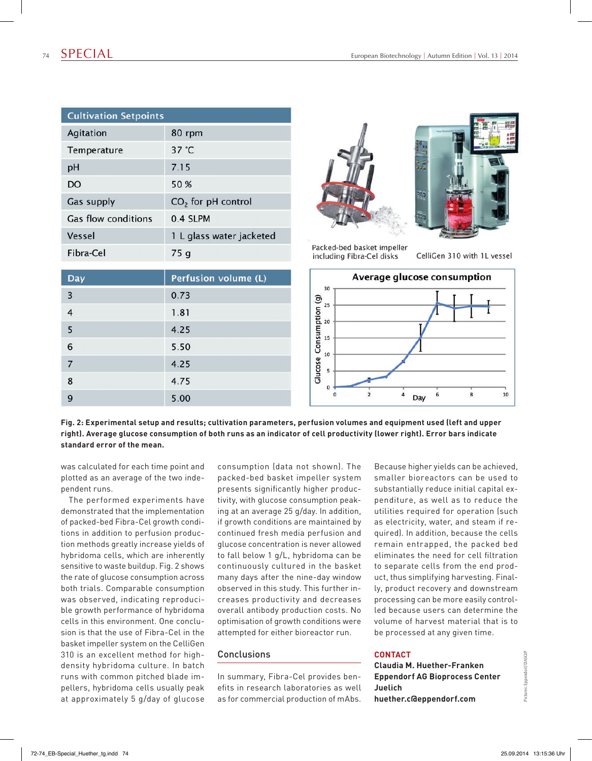| Cultivation Setpoints | |
|---|---|
| Agitation | 80 rpm |
| Temperature | 37 °C |
| pH | 7.15 |
| DO | 50 % |
| Gas supply | $CO_2$ for pH control |
| Gas flow conditions | 0.4 SLPM |
| Vessel | 1 L glass water jacketed |
| Fibra-Cel | 75 g |

| Day | Perfusion volume (L) |
|---|---|
| 3 | 0.73 |
| 4 | 1.81 |
| 5 | 4.25 |
| 6 | 5.50 |
| 7 | 4.25 |
| 8 | 4.75 |
| 9 | 5.00 |

Packed-bed basket impeller including Fibra-Cel disks

CelliGen 310 with 1L vessel

Average glucose consumption

Glucose Consumption (g)

30
25
20
15
10
5
0

0 2 4 6 8 10

Day

**Fig. 2: Experimental setup and results; cultivation parameters, perfusion volumes and equipment used (left and upper right). Average glucose consumption of both runs as an indicator of cell productivity (lower right). Error bars indicate standard error of the mean.**

was calculated for each time point and plotted as an average of the two independent runs.

The performed experiments have demonstrated that the implementation of packed-bed Fibra-Cel growth conditions in addition to perfusion production methods greatly increase yields of hybridoma cells, which are inherently sensitive to waste buildup. Fig. 2 shows the rate of glucose consumption across both trials. Comparable consumption was observed, indicating reproducible growth performance of hybridoma cells in this environment. One conclusion is that the use of Fibra-Cel in the basket impeller system on the CelliGen 310 is an excellent method for high-density hybridoma culture. In batch runs with common pitched blade impellers, hybridoma cells usually peak at approximately 5 g/day of glucose consumption (data not shown). The packed-bed basket impeller system presents significantly higher productivity, with glucose consumption peaking at an average 25 g/day. In addition, if growth conditions are maintained by continued fresh media perfusion and glucose concentration is never allowed to fall below 1 g/L, hybridoma can be continuously cultured in the basket many days after the nine-day window observed in this study. This further increases productivity and decreases overall antibody production costs. No optimisation of growth conditions were attempted for either bioreactor run.

## Conclusions

In summary, Fibra-Cel provides benefits in research laboratories as well as for commercial production of mAbs. Because higher yields can be achieved, smaller bioreactors can be used to substantially reduce initial capital expenditure, as well as to reduce the utilities required for operation (such as electricity, water, and steam if required). In addition, because the cells remain entrapped, the packed bed eliminates the need for cell filtration to separate cells from the end product, thus simplifying harvesting. Finally, product recovery and downstream processing can be more easily controlled because users can determine the volume of harvest material that is to be processed at any given time.

**CONTACT**
**Claudia M. Huether-Franken**
**Eppendorf AG Bioprocess Center Juelich**
**huether.c@eppendorf.com**

Pictures: Eppendorf/DASGIP